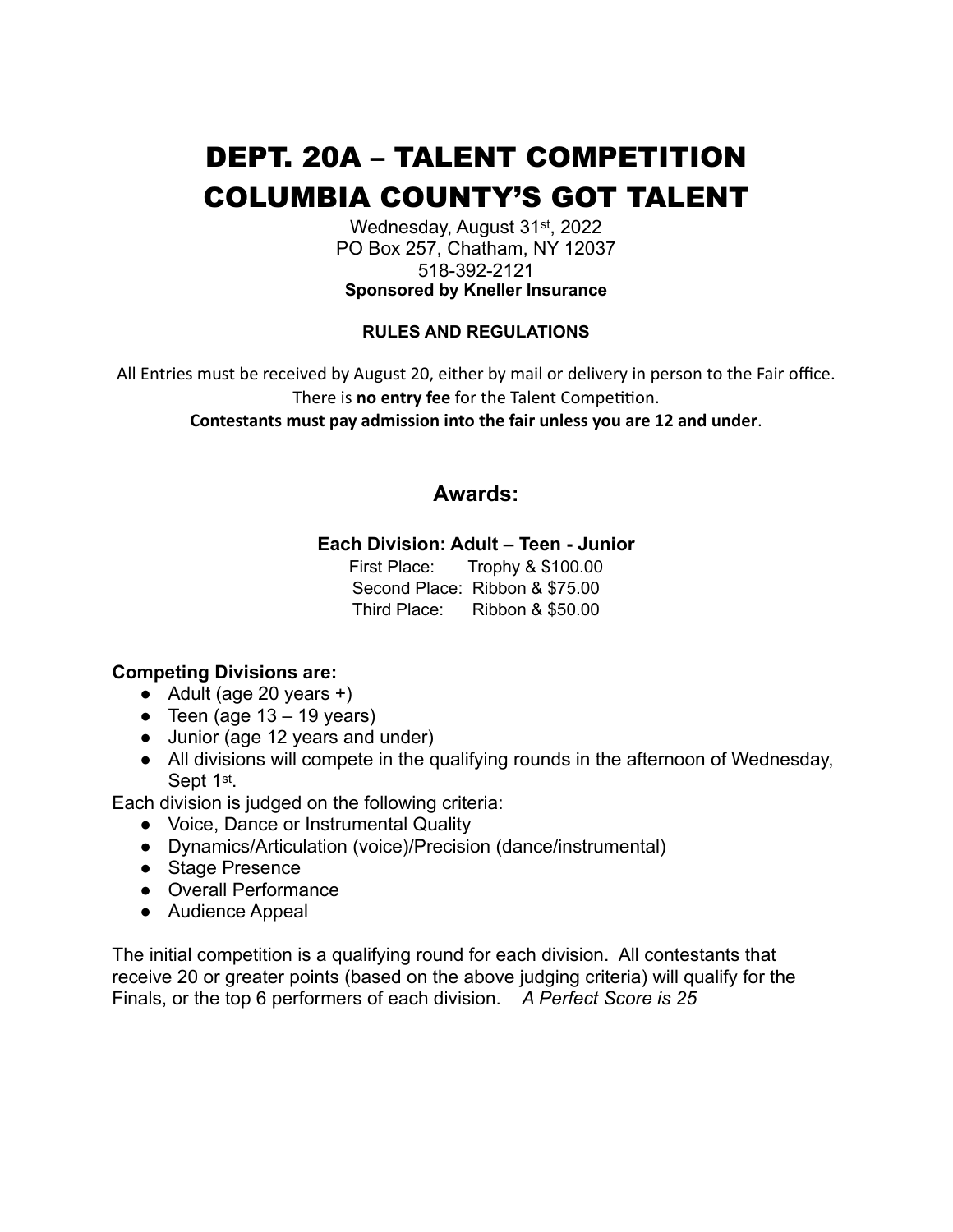# DEPT. 20A – TALENT COMPETITION
# COLUMBIA COUNTY'S GOT TALENT

Wednesday, August 31st, 2022
PO Box 257, Chatham, NY 12037
518-392-2121
**Sponsored by Kneller Insurance**

**RULES AND REGULATIONS**

All Entries must be received by August 20, either by mail or delivery in person to the Fair office.
There is **no entry fee** for the Talent Competition.
**Contestants must pay admission into the fair unless you are 12 and under**.

## Awards:

**Each Division: Adult – Teen - Junior**

First Place: Trophy & $100.00
Second Place: Ribbon & $75.00
Third Place: Ribbon & $50.00

**Competing Divisions are:**

- Adult (age 20 years +)
- Teen (age 13 – 19 years)
- Junior (age 12 years and under)
- All divisions will compete in the qualifying rounds in the afternoon of Wednesday, Sept 1st.

Each division is judged on the following criteria:

- Voice, Dance or Instrumental Quality
- Dynamics/Articulation (voice)/Precision (dance/instrumental)
- Stage Presence
- Overall Performance
- Audience Appeal

The initial competition is a qualifying round for each division. All contestants that receive 20 or greater points (based on the above judging criteria) will qualify for the Finals, or the top 6 performers of each division. *A Perfect Score is 25*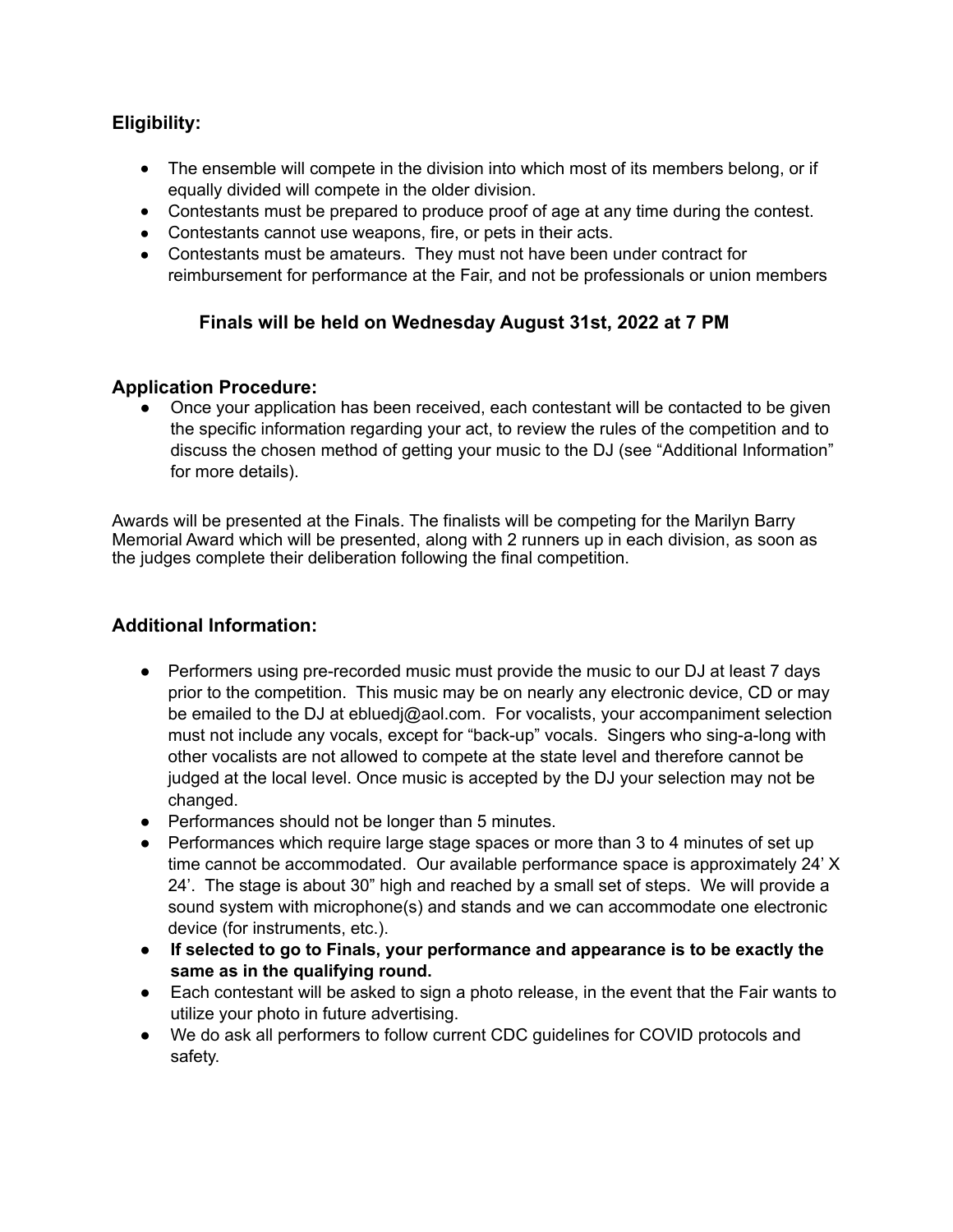## Eligibility:

- The ensemble will compete in the division into which most of its members belong, or if equally divided will compete in the older division.
- Contestants must be prepared to produce proof of age at any time during the contest.
- Contestants cannot use weapons, fire, or pets in their acts.
- Contestants must be amateurs. They must not have been under contract for reimbursement for performance at the Fair, and not be professionals or union members

**Finals will be held on Wednesday August 31st, 2022 at 7 PM**

## Application Procedure:

- Once your application has been received, each contestant will be contacted to be given the specific information regarding your act, to review the rules of the competition and to discuss the chosen method of getting your music to the DJ (see "Additional Information" for more details).

Awards will be presented at the Finals. The finalists will be competing for the Marilyn Barry Memorial Award which will be presented, along with 2 runners up in each division, as soon as the judges complete their deliberation following the final competition.

## Additional Information:

- Performers using pre-recorded music must provide the music to our DJ at least 7 days prior to the competition. This music may be on nearly any electronic device, CD or may be emailed to the DJ at ebluedj@aol.com. For vocalists, your accompaniment selection must not include any vocals, except for "back-up" vocals. Singers who sing-a-long with other vocalists are not allowed to compete at the state level and therefore cannot be judged at the local level. Once music is accepted by the DJ your selection may not be changed.
- Performances should not be longer than 5 minutes.
- Performances which require large stage spaces or more than 3 to 4 minutes of set up time cannot be accommodated. Our available performance space is approximately 24' X 24'. The stage is about 30" high and reached by a small set of steps. We will provide a sound system with microphone(s) and stands and we can accommodate one electronic device (for instruments, etc.).
- **If selected to go to Finals, your performance and appearance is to be exactly the same as in the qualifying round.**
- Each contestant will be asked to sign a photo release, in the event that the Fair wants to utilize your photo in future advertising.
- We do ask all performers to follow current CDC guidelines for COVID protocols and safety.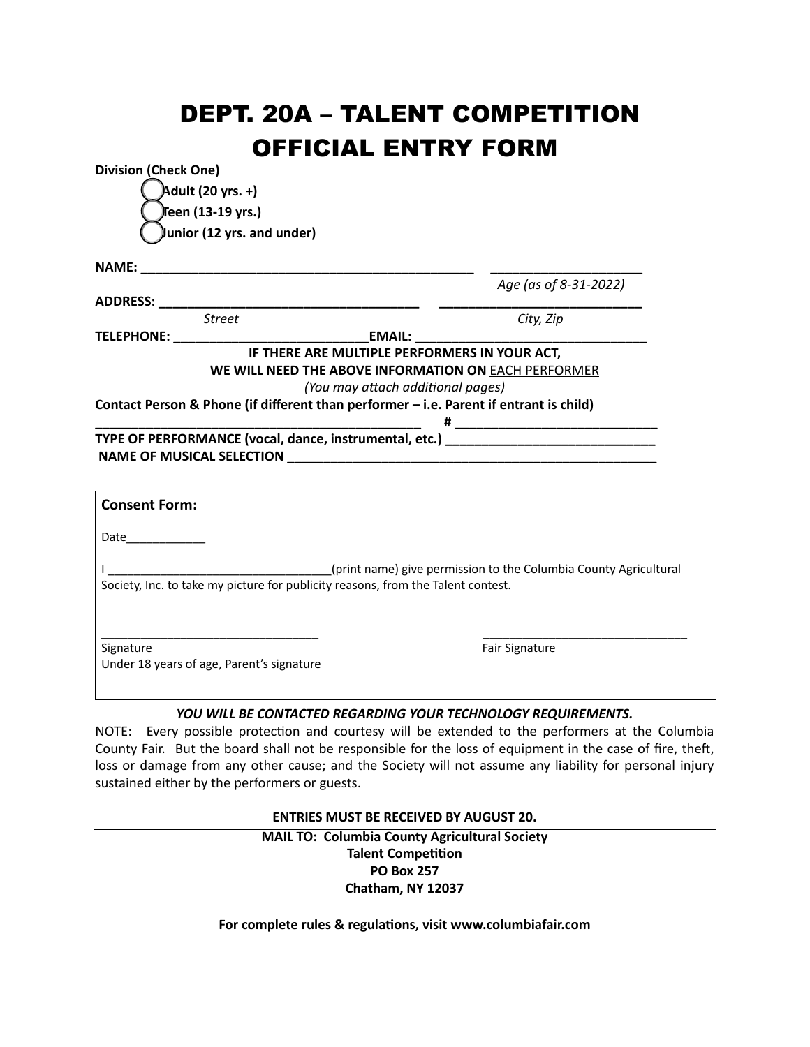# DEPT. 20A – TALENT COMPETITION
# OFFICIAL ENTRY FORM

**Division (Check One)**

- ◯ **Adult (20 yrs. +)**
- ◯ **Teen (13-19 yrs.)**
- ◯ **Junior (12 yrs. and under)**

**NAME:** ______________________________________________ ____________________
*Age (as of 8-31-2022)*

**ADDRESS:** ____________________________________ ____________________________
*Street* *City, Zip*

**TELEPHONE:** ___________________________**EMAIL:** _________________________________

**IF THERE ARE MULTIPLE PERFORMERS IN YOUR ACT,**
**WE WILL NEED THE ABOVE INFORMATION ON** <u>**EACH PERFORMER**</u>
*(You may attach additional pages)*

**Contact Person & Phone (if different than performer – i.e. Parent if entrant is child)**
_____________________________________________ **#** ___________________________

**TYPE OF PERFORMANCE (vocal, dance, instrumental, etc.)** _____________________________

**NAME OF MUSICAL SELECTION** _____________________________________________________

---

**Consent Form:**

Date____________

I _________________________________(print name) give permission to the Columbia County Agricultural Society, Inc. to take my picture for publicity reasons, from the Talent contest.

_________________________________ _______________________________
Signature Fair Signature
Under 18 years of age, Parent's signature

---

***YOU WILL BE CONTACTED REGARDING YOUR TECHNOLOGY REQUIREMENTS.***

NOTE: Every possible protection and courtesy will be extended to the performers at the Columbia County Fair. But the board shall not be responsible for the loss of equipment in the case of fire, theft, loss or damage from any other cause; and the Society will not assume any liability for personal injury sustained either by the performers or guests.

**ENTRIES MUST BE RECEIVED BY AUGUST 20.**

**MAIL TO: Columbia County Agricultural Society**
**Talent Competition**
**PO Box 257**
**Chatham, NY 12037**

**For complete rules & regulations, visit www.columbiafair.com**